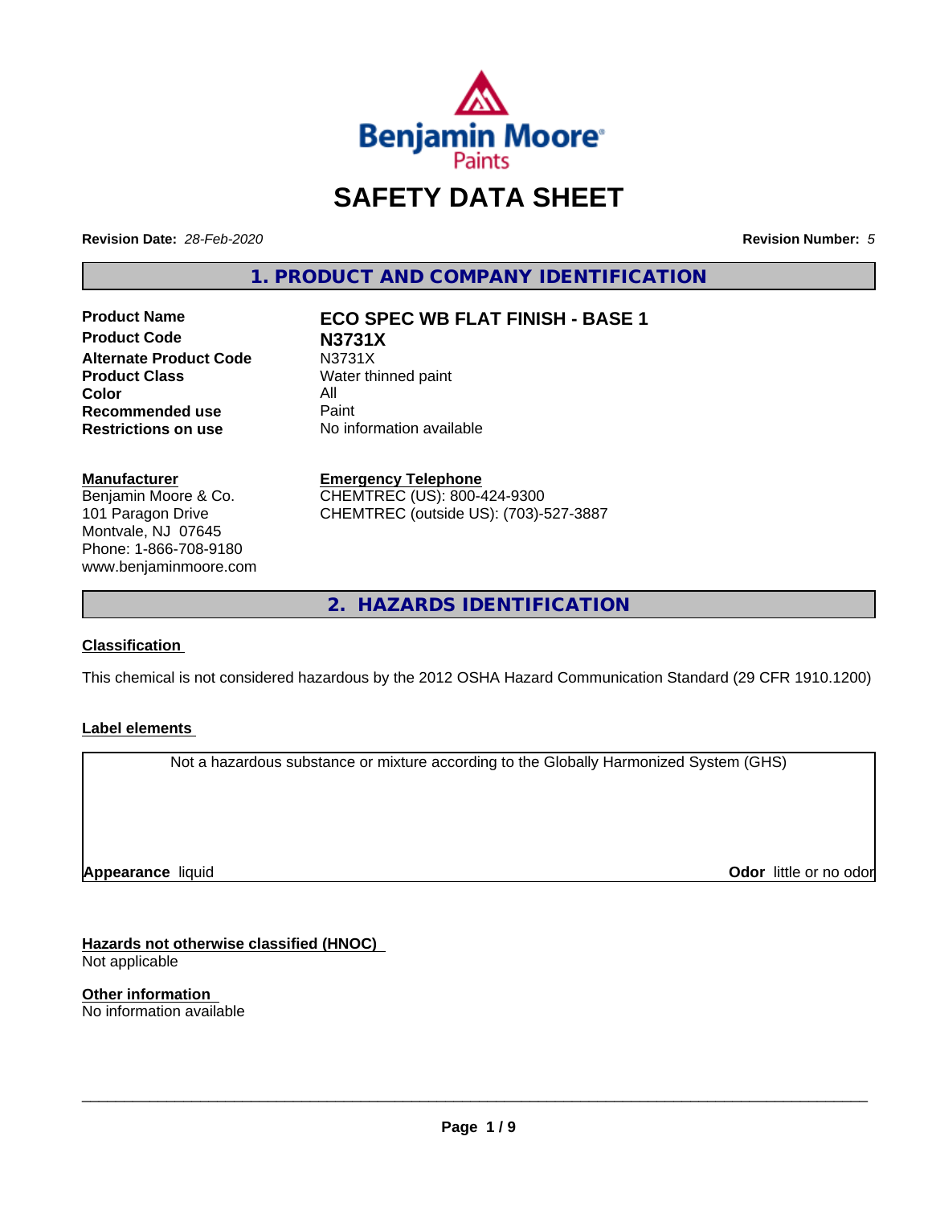# SAFETY DATA SHEET

**Revision Date:** *28-Feb-2020* **Revision Number:** *5*

## 1. PRODUCT AND COMPANY IDENTIFICATION

| | |
|---|---|
| **Product Name** | **ECO SPEC WB FLAT FINISH - BASE 1** |
| **Product Code** | **N3731X** |
| **Alternate Product Code** | N3731X |
| **Product Class** | Water thinned paint |
| **Color** | All |
| **Recommended use** | Paint |
| **Restrictions on use** | No information available |

**Manufacturer**
Benjamin Moore & Co.
101 Paragon Drive
Montvale, NJ 07645
Phone: 1-866-708-9180
www.benjaminmoore.com

**Emergency Telephone**
CHEMTREC (US): 800-424-9300
CHEMTREC (outside US): (703)-527-3887

## 2. HAZARDS IDENTIFICATION

**Classification**

This chemical is not considered hazardous by the 2012 OSHA Hazard Communication Standard (29 CFR 1910.1200)

**Label elements**

Not a hazardous substance or mixture according to the Globally Harmonized System (GHS)

**Appearance** liquid **Odor** little or no odor

**Hazards not otherwise classified (HNOC)**
Not applicable

**Other information**
No information available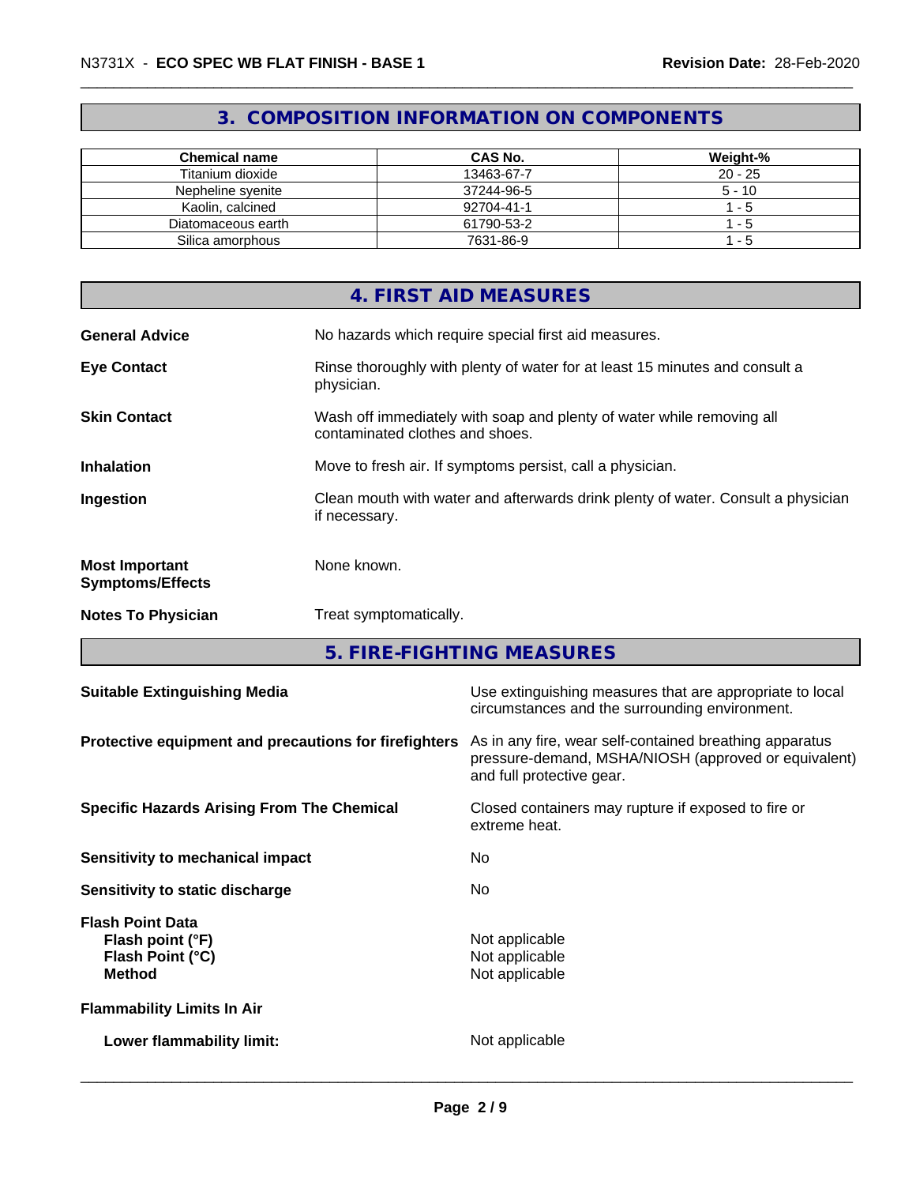## 3. COMPOSITION INFORMATION ON COMPONENTS

| Chemical name | CAS No. | Weight-% |
|---|---|---|
| Titanium dioxide | 13463-67-7 | 20 - 25 |
| Nepheline syenite | 37244-96-5 | 5 - 10 |
| Kaolin, calcined | 92704-41-1 | 1 - 5 |
| Diatomaceous earth | 61790-53-2 | 1 - 5 |
| Silica amorphous | 7631-86-9 | 1 - 5 |

## 4. FIRST AID MEASURES

**General Advice**
No hazards which require special first aid measures.

**Eye Contact**
Rinse thoroughly with plenty of water for at least 15 minutes and consult a physician.

**Skin Contact**
Wash off immediately with soap and plenty of water while removing all contaminated clothes and shoes.

**Inhalation**
Move to fresh air. If symptoms persist, call a physician.

**Ingestion**
Clean mouth with water and afterwards drink plenty of water. Consult a physician if necessary.

**Most Important Symptoms/Effects**
None known.

**Notes To Physician**
Treat symptomatically.

## 5. FIRE-FIGHTING MEASURES

**Suitable Extinguishing Media**
Use extinguishing measures that are appropriate to local circumstances and the surrounding environment.

**Protective equipment and precautions for firefighters**
As in any fire, wear self-contained breathing apparatus pressure-demand, MSHA/NIOSH (approved or equivalent) and full protective gear.

**Specific Hazards Arising From The Chemical**
Closed containers may rupture if exposed to fire or extreme heat.

**Sensitivity to mechanical impact**
No

**Sensitivity to static discharge**
No

**Flash Point Data**
- **Flash point (°F)**: Not applicable
- **Flash Point (°C)**: Not applicable
- **Method**: Not applicable

**Flammability Limits In Air**

- **Lower flammability limit:** Not applicable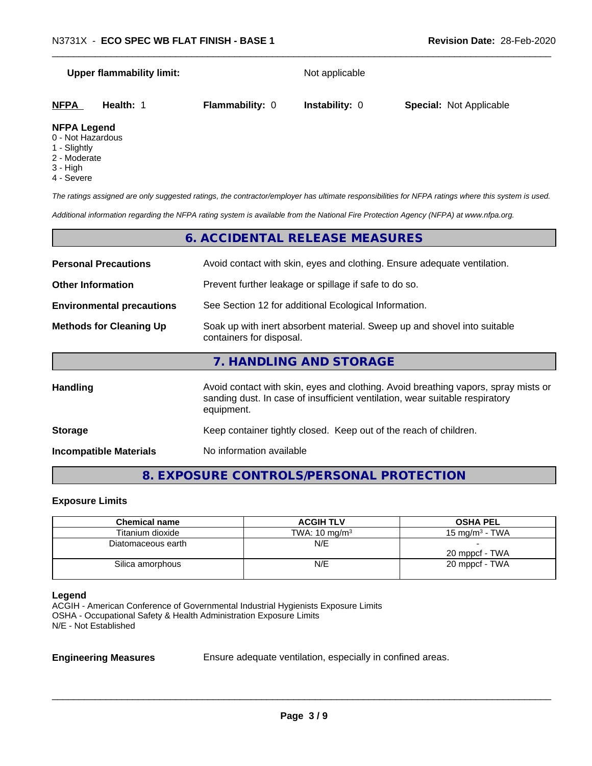**Upper flammability limit:** Not applicable

| **NFPA** | **Health:** 1 | **Flammability:** 0 | **Instability:** 0 | **Special:** Not Applicable |
|---|---|---|---|---|

**NFPA Legend**
0 - Not Hazardous
1 - Slightly
2 - Moderate
3 - High
4 - Severe

*The ratings assigned are only suggested ratings, the contractor/employer has ultimate responsibilities for NFPA ratings where this system is used.*

*Additional information regarding the NFPA rating system is available from the National Fire Protection Agency (NFPA) at www.nfpa.org.*

## 6. ACCIDENTAL RELEASE MEASURES

**Personal Precautions** Avoid contact with skin, eyes and clothing. Ensure adequate ventilation.

**Other Information** Prevent further leakage or spillage if safe to do so.

**Environmental precautions** See Section 12 for additional Ecological Information.

**Methods for Cleaning Up** Soak up with inert absorbent material. Sweep up and shovel into suitable containers for disposal.

## 7. HANDLING AND STORAGE

**Handling** Avoid contact with skin, eyes and clothing. Avoid breathing vapors, spray mists or sanding dust. In case of insufficient ventilation, wear suitable respiratory equipment.

**Storage** Keep container tightly closed. Keep out of the reach of children.

**Incompatible Materials** No information available

## 8. EXPOSURE CONTROLS/PERSONAL PROTECTION

### Exposure Limits

| Chemical name | ACGIH TLV | OSHA PEL |
|---|---|---|
| Titanium dioxide | TWA: 10 mg/m$^3$ | 15 mg/m$^3$ - TWA |
| Diatomaceous earth | N/E | -<br>20 mppcf - TWA |
| Silica amorphous | N/E | 20 mppcf - TWA |

**Legend**
ACGIH - American Conference of Governmental Industrial Hygienists Exposure Limits
OSHA - Occupational Safety & Health Administration Exposure Limits
N/E - Not Established

**Engineering Measures** Ensure adequate ventilation, especially in confined areas.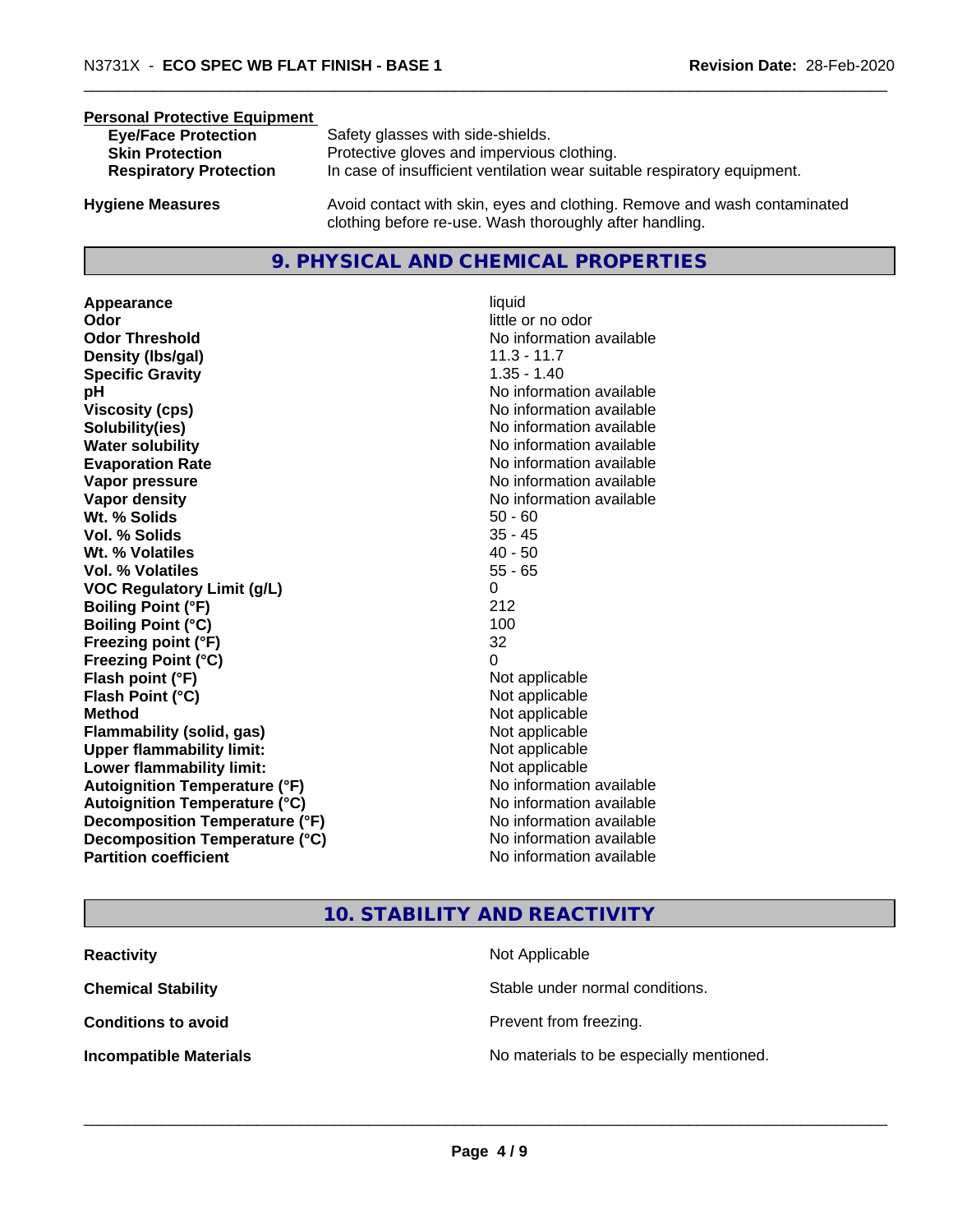**Personal Protective Equipment**

| | |
|---|---|
| **Eye/Face Protection** | Safety glasses with side-shields. |
| **Skin Protection** | Protective gloves and impervious clothing. |
| **Respiratory Protection** | In case of insufficient ventilation wear suitable respiratory equipment. |

| | |
|---|---|
| **Hygiene Measures** | Avoid contact with skin, eyes and clothing. Remove and wash contaminated clothing before re-use. Wash thoroughly after handling. |

## 9. PHYSICAL AND CHEMICAL PROPERTIES

| | |
|---|---|
| **Appearance** | liquid |
| **Odor** | little or no odor |
| **Odor Threshold** | No information available |
| **Density (lbs/gal)** | 11.3 - 11.7 |
| **Specific Gravity** | 1.35 - 1.40 |
| **pH** | No information available |
| **Viscosity (cps)** | No information available |
| **Solubility(ies)** | No information available |
| **Water solubility** | No information available |
| **Evaporation Rate** | No information available |
| **Vapor pressure** | No information available |
| **Vapor density** | No information available |
| **Wt. % Solids** | 50 - 60 |
| **Vol. % Solids** | 35 - 45 |
| **Wt. % Volatiles** | 40 - 50 |
| **Vol. % Volatiles** | 55 - 65 |
| **VOC Regulatory Limit (g/L)** | 0 |
| **Boiling Point (°F)** | 212 |
| **Boiling Point (°C)** | 100 |
| **Freezing point (°F)** | 32 |
| **Freezing Point (°C)** | 0 |
| **Flash point (°F)** | Not applicable |
| **Flash Point (°C)** | Not applicable |
| **Method** | Not applicable |
| **Flammability (solid, gas)** | Not applicable |
| **Upper flammability limit:** | Not applicable |
| **Lower flammability limit:** | Not applicable |
| **Autoignition Temperature (°F)** | No information available |
| **Autoignition Temperature (°C)** | No information available |
| **Decomposition Temperature (°F)** | No information available |
| **Decomposition Temperature (°C)** | No information available |
| **Partition coefficient** | No information available |

## 10. STABILITY AND REACTIVITY

| | |
|---|---|
| **Reactivity** | Not Applicable |
| **Chemical Stability** | Stable under normal conditions. |
| **Conditions to avoid** | Prevent from freezing. |
| **Incompatible Materials** | No materials to be especially mentioned. |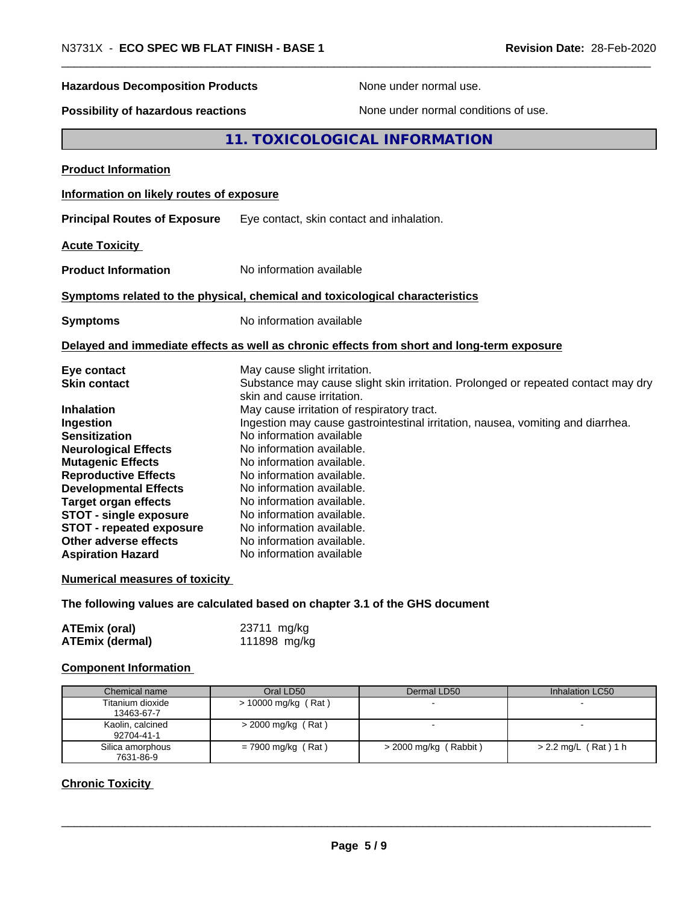**Hazardous Decomposition Products** None under normal use.

**Possibility of hazardous reactions** None under normal conditions of use.

## 11. TOXICOLOGICAL INFORMATION

**Product Information**

**Information on likely routes of exposure**

**Principal Routes of Exposure** Eye contact, skin contact and inhalation.

**Acute Toxicity**

**Product Information** No information available

**Symptoms related to the physical, chemical and toxicological characteristics**

**Symptoms** No information available

**Delayed and immediate effects as well as chronic effects from short and long-term exposure**

**Eye contact** May cause slight irritation.
**Skin contact** Substance may cause slight skin irritation. Prolonged or repeated contact may dry skin and cause irritation.
**Inhalation** May cause irritation of respiratory tract.
**Ingestion** Ingestion may cause gastrointestinal irritation, nausea, vomiting and diarrhea.
**Sensitization** No information available
**Neurological Effects** No information available.
**Mutagenic Effects** No information available.
**Reproductive Effects** No information available.
**Developmental Effects** No information available.
**Target organ effects** No information available.
**STOT - single exposure** No information available.
**STOT - repeated exposure** No information available.
**Other adverse effects** No information available.
**Aspiration Hazard** No information available

**Numerical measures of toxicity**

**The following values are calculated based on chapter 3.1 of the GHS document**

**ATEmix (oral)** 23711 mg/kg
**ATEmix (dermal)** 111898 mg/kg

**Component Information**

| Chemical name | Oral LD50 | Dermal LD50 | Inhalation LC50 |
|---|---|---|---|
| Titanium dioxide 13463-67-7 | > 10000 mg/kg ( Rat ) | - | - |
| Kaolin, calcined 92704-41-1 | > 2000 mg/kg ( Rat ) | - | - |
| Silica amorphous 7631-86-9 | = 7900 mg/kg ( Rat ) | > 2000 mg/kg ( Rabbit ) | > 2.2 mg/L ( Rat ) 1 h |

**Chronic Toxicity**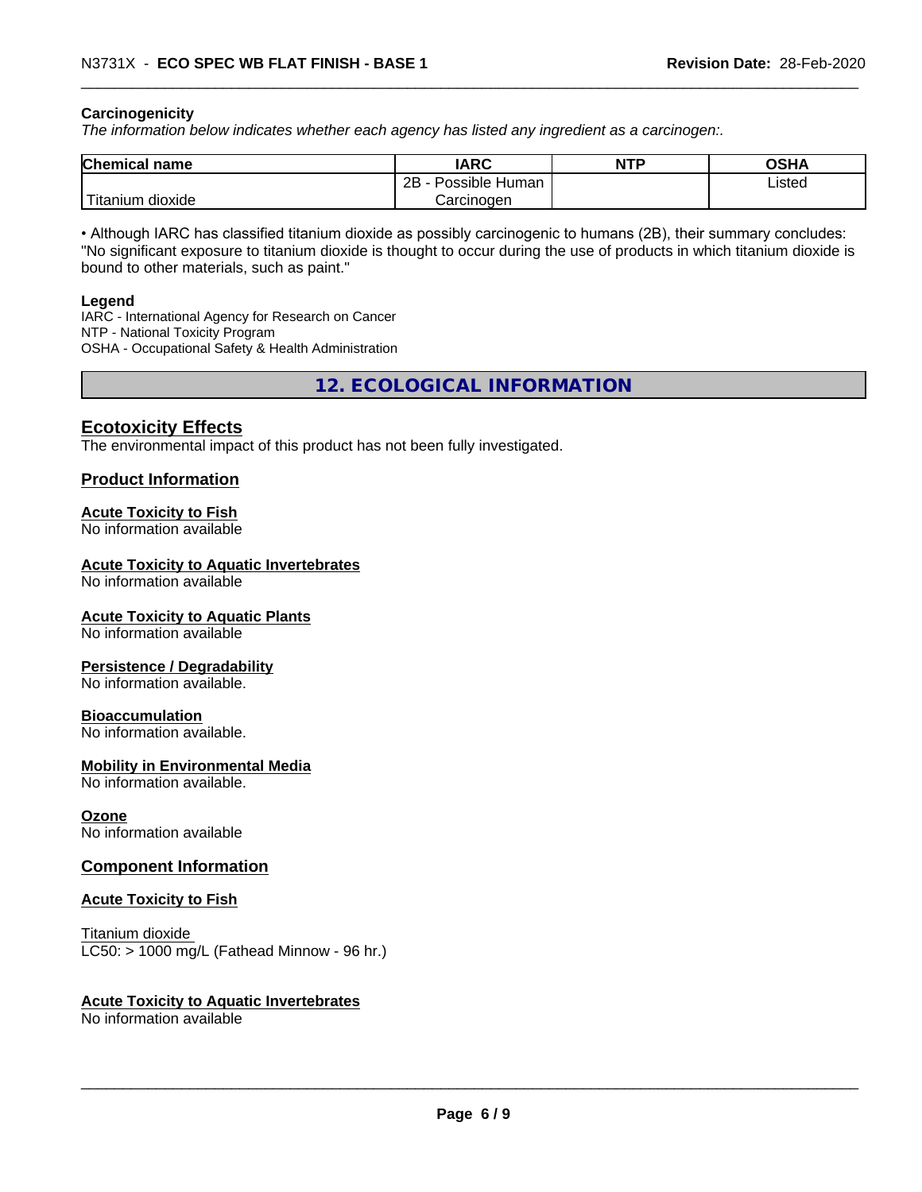**Carcinogenicity**

*The information below indicates whether each agency has listed any ingredient as a carcinogen:.*

| Chemical name | IARC | NTP | OSHA |
|---|---|---|---|
| Titanium dioxide | 2B - Possible Human Carcinogen | | Listed |

• Although IARC has classified titanium dioxide as possibly carcinogenic to humans (2B), their summary concludes: "No significant exposure to titanium dioxide is thought to occur during the use of products in which titanium dioxide is bound to other materials, such as paint."

**Legend**

IARC - International Agency for Research on Cancer
NTP - National Toxicity Program
OSHA - Occupational Safety & Health Administration

## 12. ECOLOGICAL INFORMATION

### Ecotoxicity Effects

The environmental impact of this product has not been fully investigated.

### Product Information

**Acute Toxicity to Fish**
No information available

**Acute Toxicity to Aquatic Invertebrates**
No information available

**Acute Toxicity to Aquatic Plants**
No information available

**Persistence / Degradability**
No information available.

**Bioaccumulation**
No information available.

**Mobility in Environmental Media**
No information available.

**Ozone**
No information available

### Component Information

**Acute Toxicity to Fish**

Titanium dioxide
LC50: > 1000 mg/L (Fathead Minnow - 96 hr.)

**Acute Toxicity to Aquatic Invertebrates**
No information available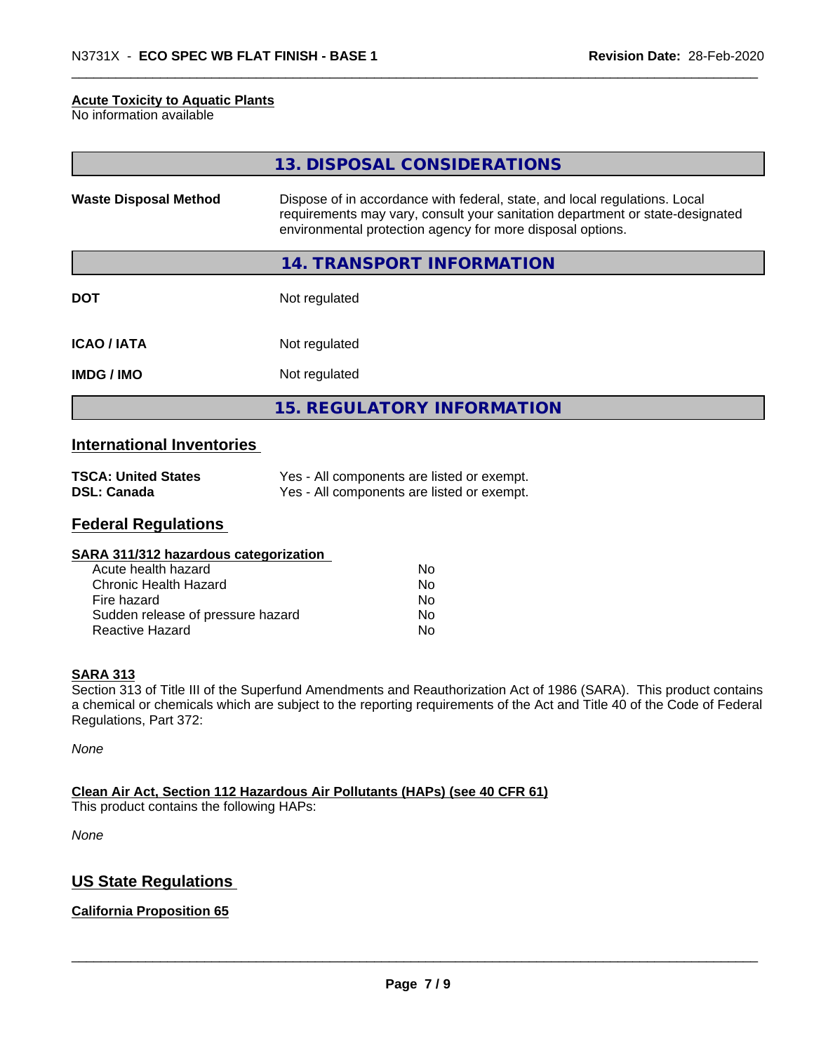**Acute Toxicity to Aquatic Plants**
No information available

## 13. DISPOSAL CONSIDERATIONS

| | |
|---|---|
| **Waste Disposal Method** | Dispose of in accordance with federal, state, and local regulations. Local requirements may vary, consult your sanitation department or state-designated environmental protection agency for more disposal options. |

## 14. TRANSPORT INFORMATION

| | |
|---|---|
| **DOT** | Not regulated |
| **ICAO / IATA** | Not regulated |
| **IMDG / IMO** | Not regulated |

## 15. REGULATORY INFORMATION

### International Inventories

| | |
|---|---|
| **TSCA: United States** | Yes - All components are listed or exempt. |
| **DSL: Canada** | Yes - All components are listed or exempt. |

### Federal Regulations

**SARA 311/312 hazardous categorization**

| | |
|---|---|
| Acute health hazard | No |
| Chronic Health Hazard | No |
| Fire hazard | No |
| Sudden release of pressure hazard | No |
| Reactive Hazard | No |

**SARA 313**

Section 313 of Title III of the Superfund Amendments and Reauthorization Act of 1986 (SARA). This product contains a chemical or chemicals which are subject to the reporting requirements of the Act and Title 40 of the Code of Federal Regulations, Part 372:

*None*

**Clean Air Act, Section 112 Hazardous Air Pollutants (HAPs) (see 40 CFR 61)**

This product contains the following HAPs:

*None*

### US State Regulations

**California Proposition 65**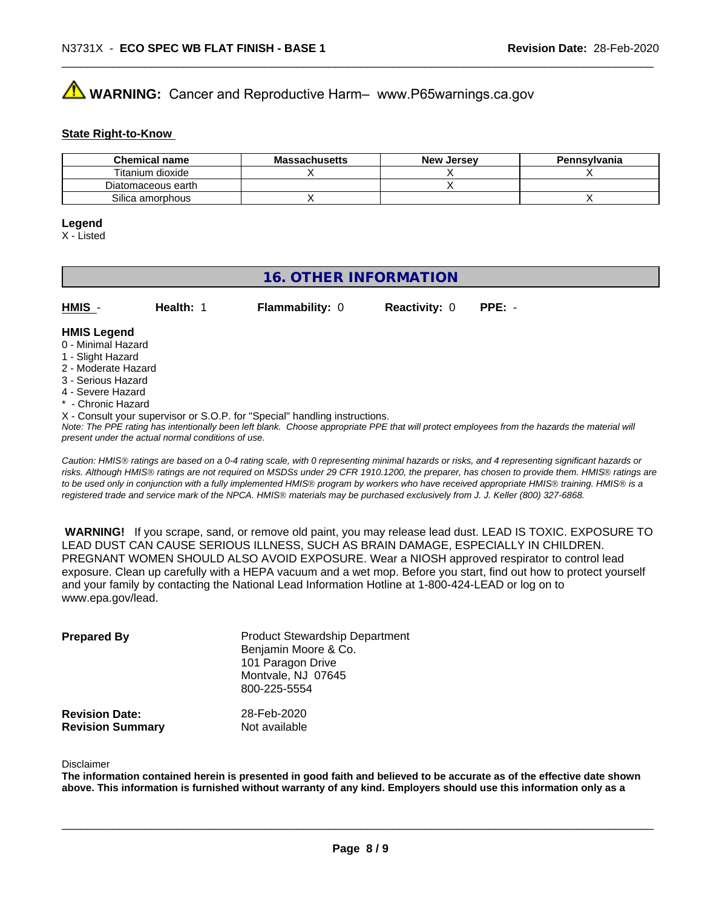**WARNING:** Cancer and Reproductive Harm– www.P65warnings.ca.gov

**State Right-to-Know**

| Chemical name | Massachusetts | New Jersey | Pennsylvania |
|---|---|---|---|
| Titanium dioxide | X | X | X |
| Diatomaceous earth | | X | |
| Silica amorphous | X | | X |

**Legend**

X - Listed

## 16. OTHER INFORMATION

**HMIS** - **Health:** 1 **Flammability:** 0 **Reactivity:** 0 **PPE:** -

**HMIS Legend**

0 - Minimal Hazard
1 - Slight Hazard
2 - Moderate Hazard
3 - Serious Hazard
4 - Severe Hazard
* - Chronic Hazard
X - Consult your supervisor or S.O.P. for "Special" handling instructions.

*Note: The PPE rating has intentionally been left blank. Choose appropriate PPE that will protect employees from the hazards the material will present under the actual normal conditions of use.*

*Caution: HMIS® ratings are based on a 0-4 rating scale, with 0 representing minimal hazards or risks, and 4 representing significant hazards or risks. Although HMIS® ratings are not required on MSDSs under 29 CFR 1910.1200, the preparer, has chosen to provide them. HMIS® ratings are to be used only in conjunction with a fully implemented HMIS® program by workers who have received appropriate HMIS® training. HMIS® is a registered trade and service mark of the NPCA. HMIS® materials may be purchased exclusively from J. J. Keller (800) 327-6868.*

**WARNING!** If you scrape, sand, or remove old paint, you may release lead dust. LEAD IS TOXIC. EXPOSURE TO LEAD DUST CAN CAUSE SERIOUS ILLNESS, SUCH AS BRAIN DAMAGE, ESPECIALLY IN CHILDREN. PREGNANT WOMEN SHOULD ALSO AVOID EXPOSURE. Wear a NIOSH approved respirator to control lead exposure. Clean up carefully with a HEPA vacuum and a wet mop. Before you start, find out how to protect yourself and your family by contacting the National Lead Information Hotline at 1-800-424-LEAD or log on to www.epa.gov/lead.

**Prepared By** Product Stewardship Department
Benjamin Moore & Co.
101 Paragon Drive
Montvale, NJ 07645
800-225-5554

**Revision Date:** 28-Feb-2020
**Revision Summary** Not available

Disclaimer

**The information contained herein is presented in good faith and believed to be accurate as of the effective date shown above. This information is furnished without warranty of any kind. Employers should use this information only as a**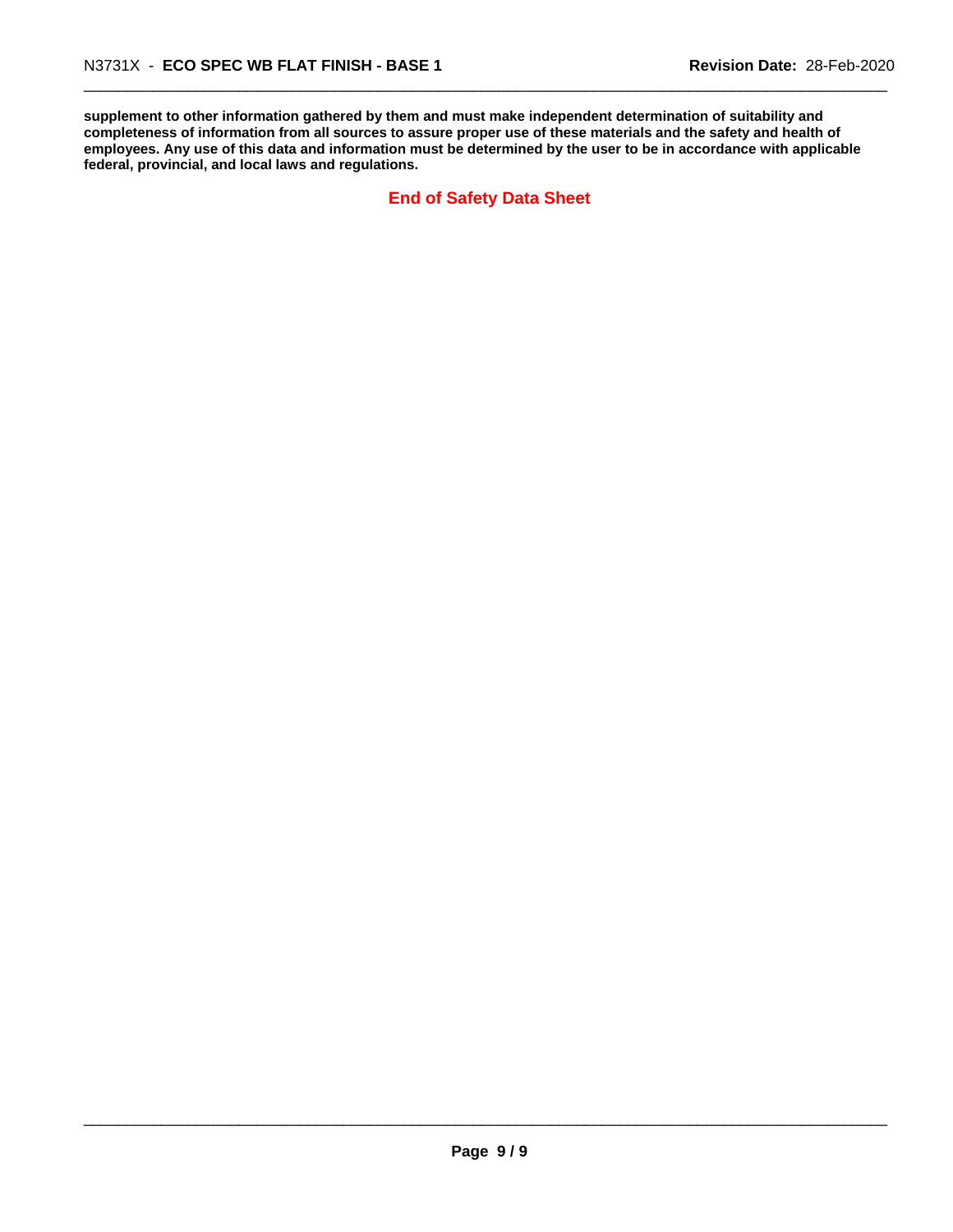**supplement to other information gathered by them and must make independent determination of suitability and completeness of information from all sources to assure proper use of these materials and the safety and health of employees. Any use of this data and information must be determined by the user to be in accordance with applicable federal, provincial, and local laws and regulations.**

**End of Safety Data Sheet**